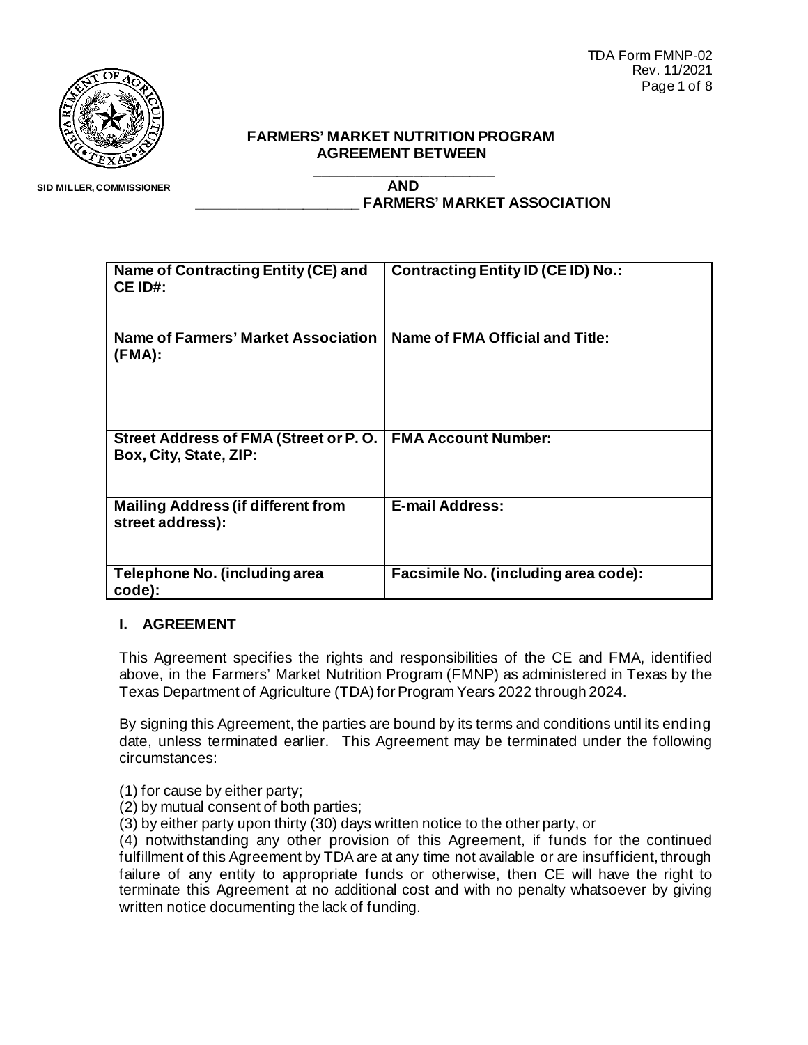TDA Form FMNP-02
Rev. 11/2021

SID MILLER, COMMISSIONER

**FARMERS' MARKET NUTRITION PROGRAM**
**AGREEMENT BETWEEN**
**_____________________**
**AND**
**_____________________ FARMERS' MARKET ASSOCIATION**

| Name of Contracting Entity (CE) and CE ID#: | Contracting Entity ID (CE ID) No.: |
|---|---|
| Name of Farmers' Market Association (FMA): | Name of FMA Official and Title: |
| Street Address of FMA (Street or P. O. Box, City, State, ZIP: | FMA Account Number: |
| Mailing Address (if different from street address): | E-mail Address: |
| Telephone No. (including area code): | Facsimile No. (including area code): |

## I. AGREEMENT

This Agreement specifies the rights and responsibilities of the CE and FMA, identified above, in the Farmers' Market Nutrition Program (FMNP) as administered in Texas by the Texas Department of Agriculture (TDA) for Program Years 2022 through 2024.

By signing this Agreement, the parties are bound by its terms and conditions until its ending date, unless terminated earlier. This Agreement may be terminated under the following circumstances:

(1) for cause by either party;
(2) by mutual consent of both parties;
(3) by either party upon thirty (30) days written notice to the other party, or
(4) notwithstanding any other provision of this Agreement, if funds for the continued fulfillment of this Agreement by TDA are at any time not available or are insufficient, through failure of any entity to appropriate funds or otherwise, then CE will have the right to terminate this Agreement at no additional cost and with no penalty whatsoever by giving written notice documenting the lack of funding.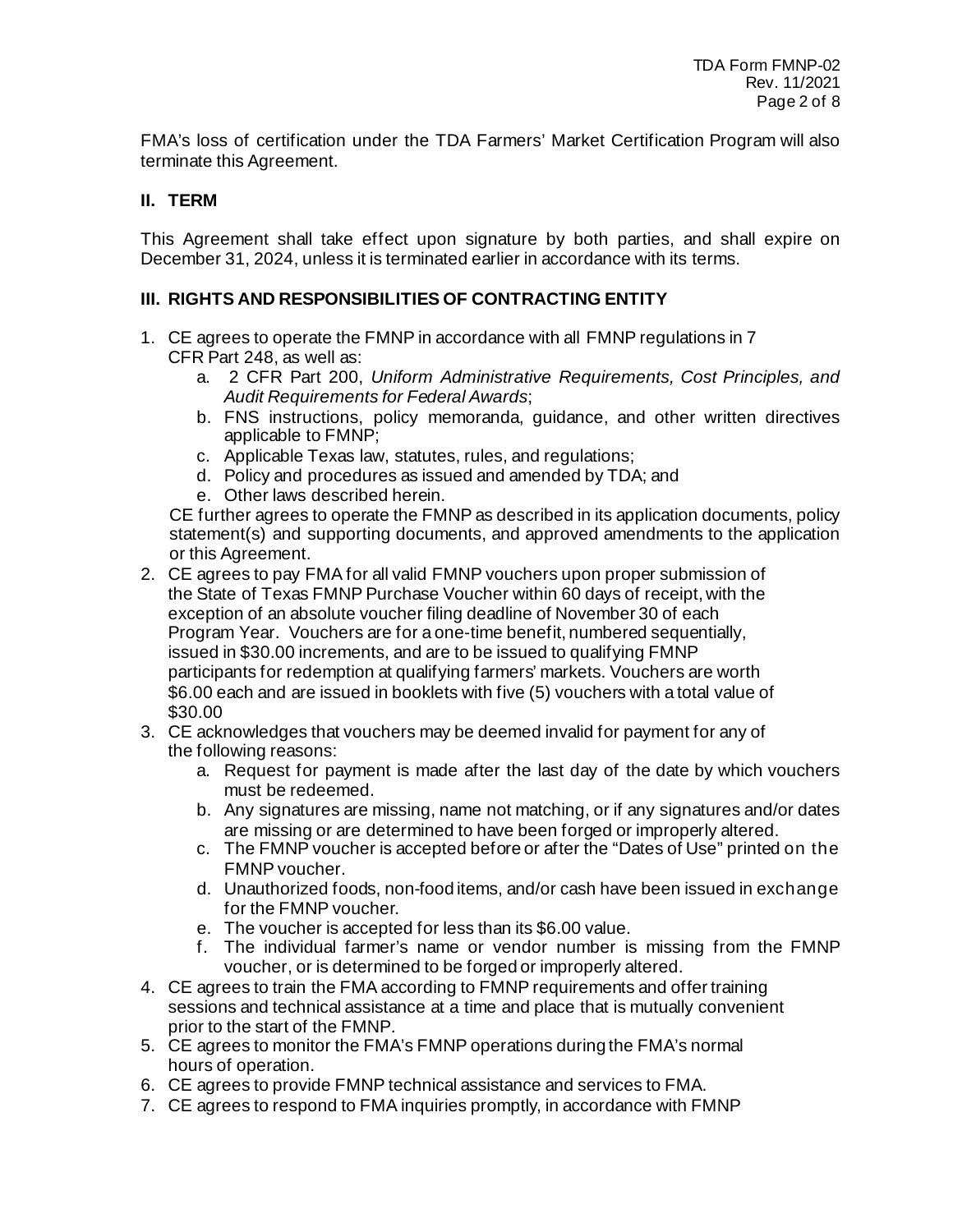FMA's loss of certification under the TDA Farmers' Market Certification Program will also terminate this Agreement.

## II. TERM

This Agreement shall take effect upon signature by both parties, and shall expire on December 31, 2024, unless it is terminated earlier in accordance with its terms.

## III. RIGHTS AND RESPONSIBILITIES OF CONTRACTING ENTITY

1. CE agrees to operate the FMNP in accordance with all FMNP regulations in 7 CFR Part 248, as well as:
   a. 2 CFR Part 200, *Uniform Administrative Requirements, Cost Principles, and Audit Requirements for Federal Awards*;
   b. FNS instructions, policy memoranda, guidance, and other written directives applicable to FMNP;
   c. Applicable Texas law, statutes, rules, and regulations;
   d. Policy and procedures as issued and amended by TDA; and
   e. Other laws described herein.

   CE further agrees to operate the FMNP as described in its application documents, policy statement(s) and supporting documents, and approved amendments to the application or this Agreement.
2. CE agrees to pay FMA for all valid FMNP vouchers upon proper submission of the State of Texas FMNP Purchase Voucher within 60 days of receipt, with the exception of an absolute voucher filing deadline of November 30 of each Program Year. Vouchers are for a one-time benefit, numbered sequentially, issued in $30.00 increments, and are to be issued to qualifying FMNP participants for redemption at qualifying farmers' markets. Vouchers are worth $6.00 each and are issued in booklets with five (5) vouchers with a total value of $30.00
3. CE acknowledges that vouchers may be deemed invalid for payment for any of the following reasons:
   a. Request for payment is made after the last day of the date by which vouchers must be redeemed.
   b. Any signatures are missing, name not matching, or if any signatures and/or dates are missing or are determined to have been forged or improperly altered.
   c. The FMNP voucher is accepted before or after the "Dates of Use" printed on the FMNP voucher.
   d. Unauthorized foods, non-food items, and/or cash have been issued in exchange for the FMNP voucher.
   e. The voucher is accepted for less than its $6.00 value.
   f. The individual farmer's name or vendor number is missing from the FMNP voucher, or is determined to be forged or improperly altered.
4. CE agrees to train the FMA according to FMNP requirements and offer training sessions and technical assistance at a time and place that is mutually convenient prior to the start of the FMNP.
5. CE agrees to monitor the FMA's FMNP operations during the FMA's normal hours of operation.
6. CE agrees to provide FMNP technical assistance and services to FMA.
7. CE agrees to respond to FMA inquiries promptly, in accordance with FMNP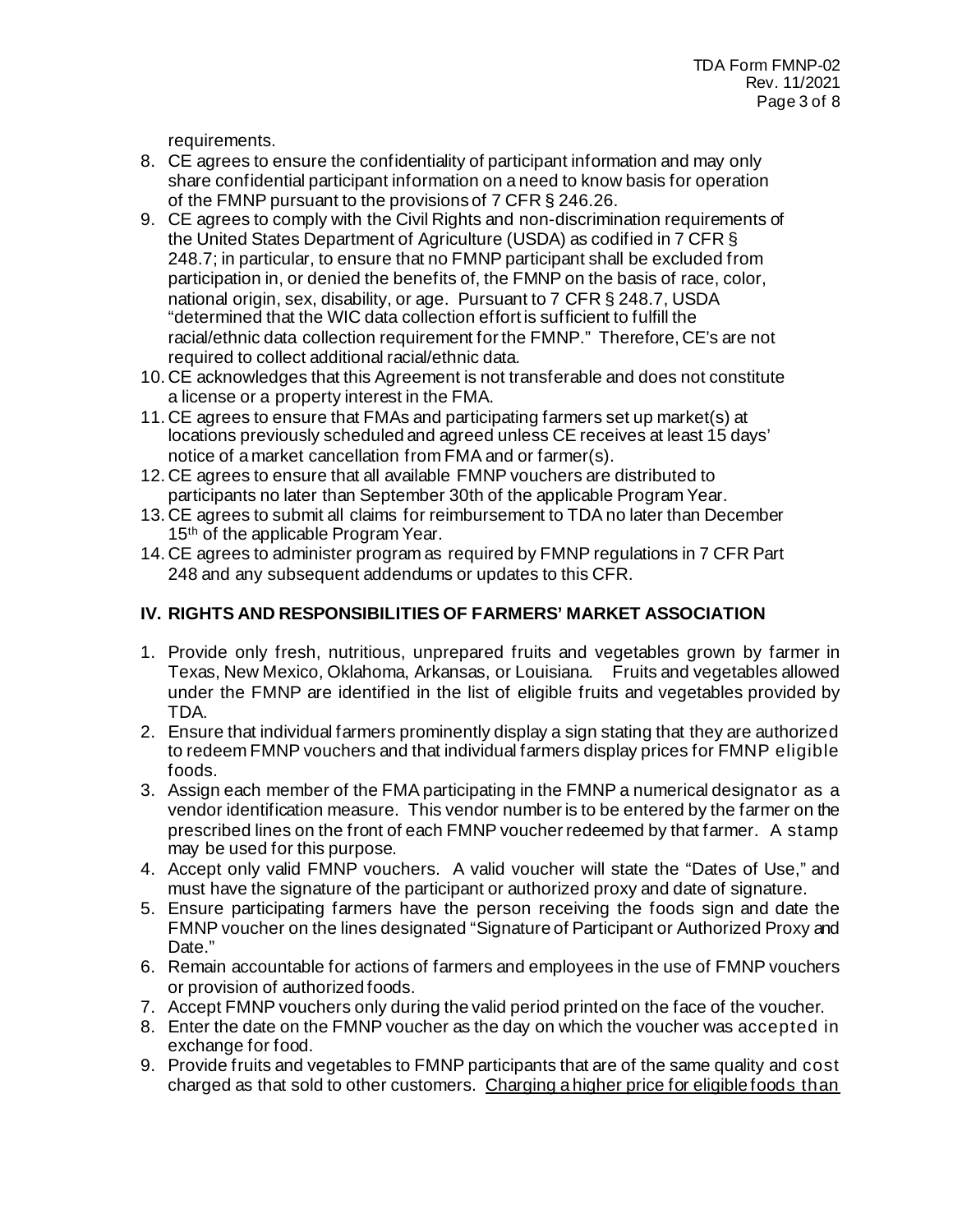requirements.

8. CE agrees to ensure the confidentiality of participant information and may only share confidential participant information on a need to know basis for operation of the FMNP pursuant to the provisions of 7 CFR § 246.26.
9. CE agrees to comply with the Civil Rights and non-discrimination requirements of the United States Department of Agriculture (USDA) as codified in 7 CFR § 248.7; in particular, to ensure that no FMNP participant shall be excluded from participation in, or denied the benefits of, the FMNP on the basis of race, color, national origin, sex, disability, or age. Pursuant to 7 CFR § 248.7, USDA "determined that the WIC data collection effort is sufficient to fulfill the racial/ethnic data collection requirement for the FMNP." Therefore, CE's are not required to collect additional racial/ethnic data.
10. CE acknowledges that this Agreement is not transferable and does not constitute a license or a property interest in the FMA.
11. CE agrees to ensure that FMAs and participating farmers set up market(s) at locations previously scheduled and agreed unless CE receives at least 15 days' notice of a market cancellation from FMA and or farmer(s).
12. CE agrees to ensure that all available FMNP vouchers are distributed to participants no later than September 30th of the applicable Program Year.
13. CE agrees to submit all claims for reimbursement to TDA no later than December 15th of the applicable Program Year.
14. CE agrees to administer program as required by FMNP regulations in 7 CFR Part 248 and any subsequent addendums or updates to this CFR.

## IV. RIGHTS AND RESPONSIBILITIES OF FARMERS' MARKET ASSOCIATION

1. Provide only fresh, nutritious, unprepared fruits and vegetables grown by farmer in Texas, New Mexico, Oklahoma, Arkansas, or Louisiana. Fruits and vegetables allowed under the FMNP are identified in the list of eligible fruits and vegetables provided by TDA.
2. Ensure that individual farmers prominently display a sign stating that they are authorized to redeem FMNP vouchers and that individual farmers display prices for FMNP eligible foods.
3. Assign each member of the FMA participating in the FMNP a numerical designator as a vendor identification measure. This vendor number is to be entered by the farmer on the prescribed lines on the front of each FMNP voucher redeemed by that farmer. A stamp may be used for this purpose.
4. Accept only valid FMNP vouchers. A valid voucher will state the "Dates of Use," and must have the signature of the participant or authorized proxy and date of signature.
5. Ensure participating farmers have the person receiving the foods sign and date the FMNP voucher on the lines designated "Signature of Participant or Authorized Proxy and Date."
6. Remain accountable for actions of farmers and employees in the use of FMNP vouchers or provision of authorized foods.
7. Accept FMNP vouchers only during the valid period printed on the face of the voucher.
8. Enter the date on the FMNP voucher as the day on which the voucher was accepted in exchange for food.
9. Provide fruits and vegetables to FMNP participants that are of the same quality and cost charged as that sold to other customers. Charging a higher price for eligible foods than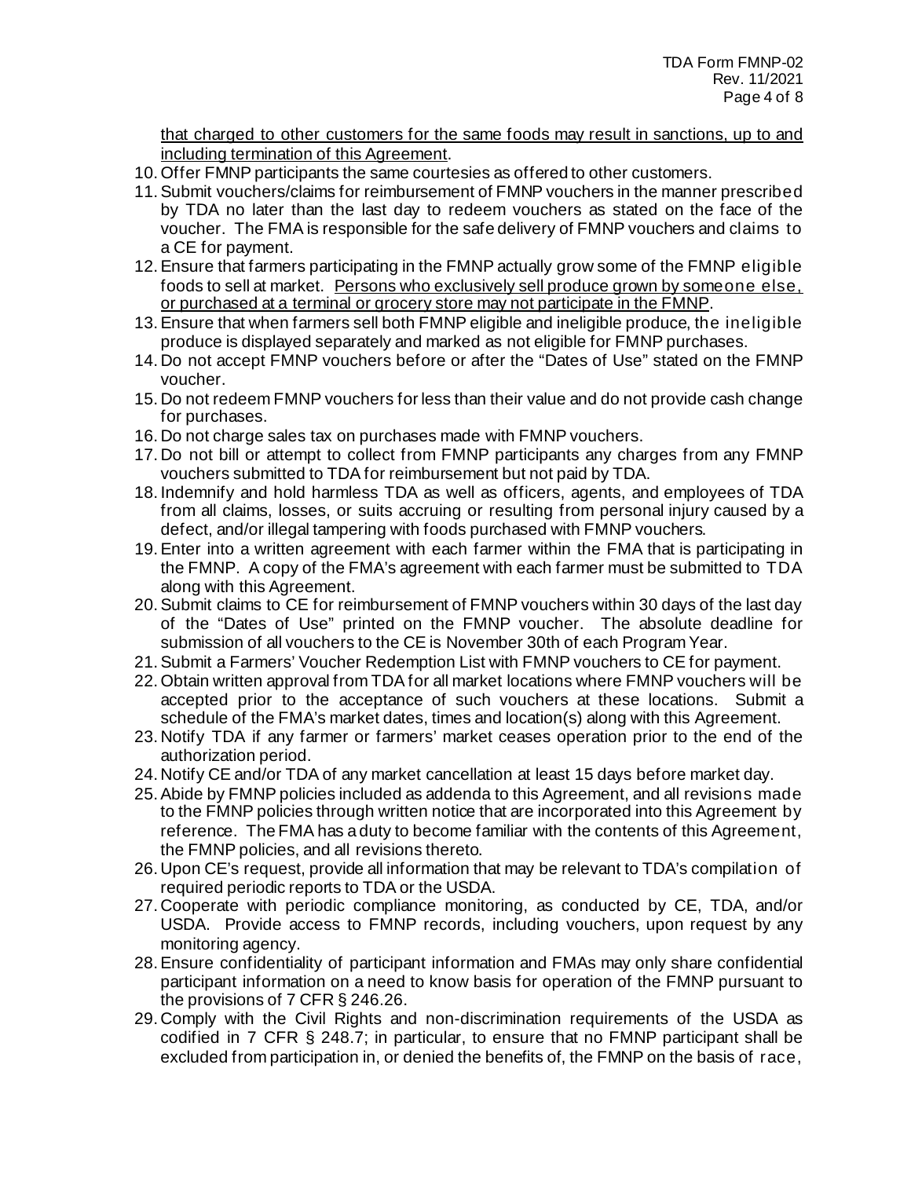that charged to other customers for the same foods may result in sanctions, up to and including termination of this Agreement.

10. Offer FMNP participants the same courtesies as offered to other customers.
11. Submit vouchers/claims for reimbursement of FMNP vouchers in the manner prescribed by TDA no later than the last day to redeem vouchers as stated on the face of the voucher. The FMA is responsible for the safe delivery of FMNP vouchers and claims to a CE for payment.
12. Ensure that farmers participating in the FMNP actually grow some of the FMNP eligible foods to sell at market. Persons who exclusively sell produce grown by someone else, or purchased at a terminal or grocery store may not participate in the FMNP.
13. Ensure that when farmers sell both FMNP eligible and ineligible produce, the ineligible produce is displayed separately and marked as not eligible for FMNP purchases.
14. Do not accept FMNP vouchers before or after the "Dates of Use" stated on the FMNP voucher.
15. Do not redeem FMNP vouchers for less than their value and do not provide cash change for purchases.
16. Do not charge sales tax on purchases made with FMNP vouchers.
17. Do not bill or attempt to collect from FMNP participants any charges from any FMNP vouchers submitted to TDA for reimbursement but not paid by TDA.
18. Indemnify and hold harmless TDA as well as officers, agents, and employees of TDA from all claims, losses, or suits accruing or resulting from personal injury caused by a defect, and/or illegal tampering with foods purchased with FMNP vouchers.
19. Enter into a written agreement with each farmer within the FMA that is participating in the FMNP. A copy of the FMA's agreement with each farmer must be submitted to TDA along with this Agreement.
20. Submit claims to CE for reimbursement of FMNP vouchers within 30 days of the last day of the "Dates of Use" printed on the FMNP voucher. The absolute deadline for submission of all vouchers to the CE is November 30th of each Program Year.
21. Submit a Farmers' Voucher Redemption List with FMNP vouchers to CE for payment.
22. Obtain written approval from TDA for all market locations where FMNP vouchers will be accepted prior to the acceptance of such vouchers at these locations. Submit a schedule of the FMA's market dates, times and location(s) along with this Agreement.
23. Notify TDA if any farmer or farmers' market ceases operation prior to the end of the authorization period.
24. Notify CE and/or TDA of any market cancellation at least 15 days before market day.
25. Abide by FMNP policies included as addenda to this Agreement, and all revisions made to the FMNP policies through written notice that are incorporated into this Agreement by reference. The FMA has a duty to become familiar with the contents of this Agreement, the FMNP policies, and all revisions thereto.
26. Upon CE's request, provide all information that may be relevant to TDA's compilation of required periodic reports to TDA or the USDA.
27. Cooperate with periodic compliance monitoring, as conducted by CE, TDA, and/or USDA. Provide access to FMNP records, including vouchers, upon request by any monitoring agency.
28. Ensure confidentiality of participant information and FMAs may only share confidential participant information on a need to know basis for operation of the FMNP pursuant to the provisions of 7 CFR § 246.26.
29. Comply with the Civil Rights and non-discrimination requirements of the USDA as codified in 7 CFR § 248.7; in particular, to ensure that no FMNP participant shall be excluded from participation in, or denied the benefits of, the FMNP on the basis of race,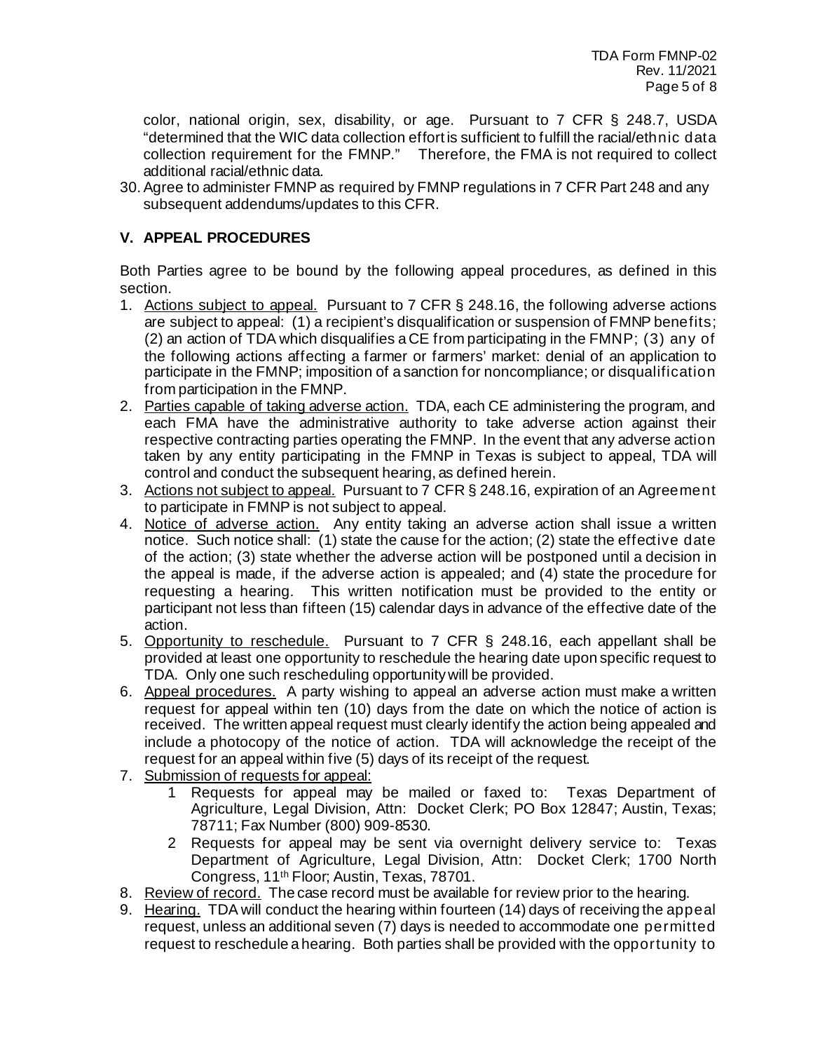color, national origin, sex, disability, or age. Pursuant to 7 CFR § 248.7, USDA "determined that the WIC data collection effort is sufficient to fulfill the racial/ethnic data collection requirement for the FMNP." Therefore, the FMA is not required to collect additional racial/ethnic data.

30. Agree to administer FMNP as required by FMNP regulations in 7 CFR Part 248 and any subsequent addendums/updates to this CFR.

## V. APPEAL PROCEDURES

Both Parties agree to be bound by the following appeal procedures, as defined in this section.

1. Actions subject to appeal. Pursuant to 7 CFR § 248.16, the following adverse actions are subject to appeal: (1) a recipient's disqualification or suspension of FMNP benefits; (2) an action of TDA which disqualifies a CE from participating in the FMNP; (3) any of the following actions affecting a farmer or farmers' market: denial of an application to participate in the FMNP; imposition of a sanction for noncompliance; or disqualification from participation in the FMNP.
2. Parties capable of taking adverse action. TDA, each CE administering the program, and each FMA have the administrative authority to take adverse action against their respective contracting parties operating the FMNP. In the event that any adverse action taken by any entity participating in the FMNP in Texas is subject to appeal, TDA will control and conduct the subsequent hearing, as defined herein.
3. Actions not subject to appeal. Pursuant to 7 CFR § 248.16, expiration of an Agreement to participate in FMNP is not subject to appeal.
4. Notice of adverse action. Any entity taking an adverse action shall issue a written notice. Such notice shall: (1) state the cause for the action; (2) state the effective date of the action; (3) state whether the adverse action will be postponed until a decision in the appeal is made, if the adverse action is appealed; and (4) state the procedure for requesting a hearing. This written notification must be provided to the entity or participant not less than fifteen (15) calendar days in advance of the effective date of the action.
5. Opportunity to reschedule. Pursuant to 7 CFR § 248.16, each appellant shall be provided at least one opportunity to reschedule the hearing date upon specific request to TDA. Only one such rescheduling opportunity will be provided.
6. Appeal procedures. A party wishing to appeal an adverse action must make a written request for appeal within ten (10) days from the date on which the notice of action is received. The written appeal request must clearly identify the action being appealed and include a photocopy of the notice of action. TDA will acknowledge the receipt of the request for an appeal within five (5) days of its receipt of the request.
7. Submission of requests for appeal:
   1. Requests for appeal may be mailed or faxed to: Texas Department of Agriculture, Legal Division, Attn: Docket Clerk; PO Box 12847; Austin, Texas; 78711; Fax Number (800) 909-8530.
   2. Requests for appeal may be sent via overnight delivery service to: Texas Department of Agriculture, Legal Division, Attn: Docket Clerk; 1700 North Congress, 11th Floor; Austin, Texas, 78701.
8. Review of record. The case record must be available for review prior to the hearing.
9. Hearing. TDA will conduct the hearing within fourteen (14) days of receiving the appeal request, unless an additional seven (7) days is needed to accommodate one permitted request to reschedule a hearing. Both parties shall be provided with the opportunity to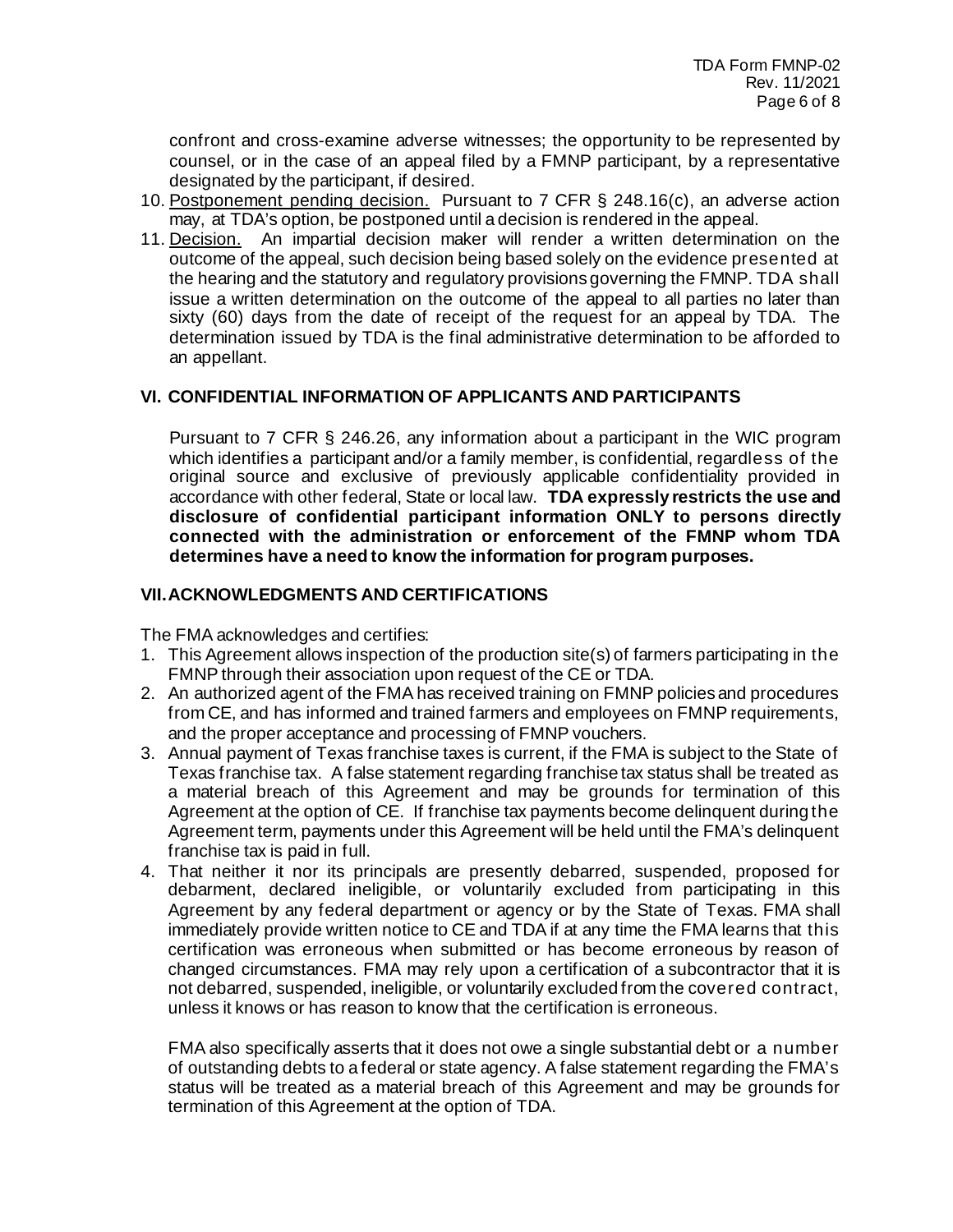confront and cross-examine adverse witnesses; the opportunity to be represented by counsel, or in the case of an appeal filed by a FMNP participant, by a representative designated by the participant, if desired.

10. Postponement pending decision. Pursuant to 7 CFR § 248.16(c), an adverse action may, at TDA's option, be postponed until a decision is rendered in the appeal.
11. Decision. An impartial decision maker will render a written determination on the outcome of the appeal, such decision being based solely on the evidence presented at the hearing and the statutory and regulatory provisions governing the FMNP. TDA shall issue a written determination on the outcome of the appeal to all parties no later than sixty (60) days from the date of receipt of the request for an appeal by TDA. The determination issued by TDA is the final administrative determination to be afforded to an appellant.

## VI. CONFIDENTIAL INFORMATION OF APPLICANTS AND PARTICIPANTS

Pursuant to 7 CFR § 246.26, any information about a participant in the WIC program which identifies a participant and/or a family member, is confidential, regardless of the original source and exclusive of previously applicable confidentiality provided in accordance with other federal, State or local law. **TDA expressly restricts the use and disclosure of confidential participant information ONLY to persons directly connected with the administration or enforcement of the FMNP whom TDA determines have a need to know the information for program purposes.**

## VII. ACKNOWLEDGMENTS AND CERTIFICATIONS

The FMA acknowledges and certifies:

1. This Agreement allows inspection of the production site(s) of farmers participating in the FMNP through their association upon request of the CE or TDA.
2. An authorized agent of the FMA has received training on FMNP policies and procedures from CE, and has informed and trained farmers and employees on FMNP requirements, and the proper acceptance and processing of FMNP vouchers.
3. Annual payment of Texas franchise taxes is current, if the FMA is subject to the State of Texas franchise tax. A false statement regarding franchise tax status shall be treated as a material breach of this Agreement and may be grounds for termination of this Agreement at the option of CE. If franchise tax payments become delinquent during the Agreement term, payments under this Agreement will be held until the FMA's delinquent franchise tax is paid in full.
4. That neither it nor its principals are presently debarred, suspended, proposed for debarment, declared ineligible, or voluntarily excluded from participating in this Agreement by any federal department or agency or by the State of Texas. FMA shall immediately provide written notice to CE and TDA if at any time the FMA learns that this certification was erroneous when submitted or has become erroneous by reason of changed circumstances. FMA may rely upon a certification of a subcontractor that it is not debarred, suspended, ineligible, or voluntarily excluded from the covered contract, unless it knows or has reason to know that the certification is erroneous.

   FMA also specifically asserts that it does not owe a single substantial debt or a number of outstanding debts to a federal or state agency. A false statement regarding the FMA's status will be treated as a material breach of this Agreement and may be grounds for termination of this Agreement at the option of TDA.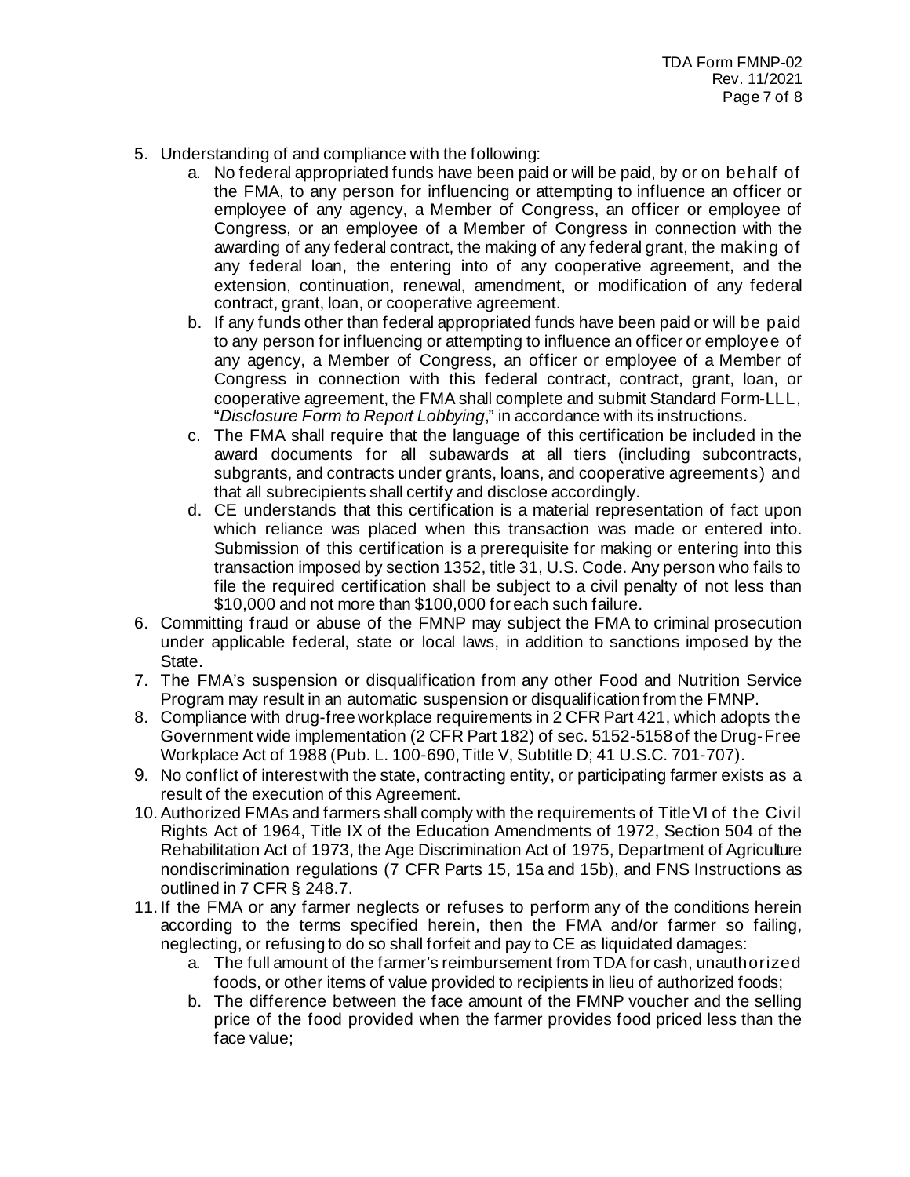5. Understanding of and compliance with the following:
    a. No federal appropriated funds have been paid or will be paid, by or on behalf of the FMA, to any person for influencing or attempting to influence an officer or employee of any agency, a Member of Congress, an officer or employee of Congress, or an employee of a Member of Congress in connection with the awarding of any federal contract, the making of any federal grant, the making of any federal loan, the entering into of any cooperative agreement, and the extension, continuation, renewal, amendment, or modification of any federal contract, grant, loan, or cooperative agreement.
    b. If any funds other than federal appropriated funds have been paid or will be paid to any person for influencing or attempting to influence an officer or employee of any agency, a Member of Congress, an officer or employee of a Member of Congress in connection with this federal contract, contract, grant, loan, or cooperative agreement, the FMA shall complete and submit Standard Form-LLL, "*Disclosure Form to Report Lobbying*," in accordance with its instructions.
    c. The FMA shall require that the language of this certification be included in the award documents for all subawards at all tiers (including subcontracts, subgrants, and contracts under grants, loans, and cooperative agreements) and that all subrecipients shall certify and disclose accordingly.
    d. CE understands that this certification is a material representation of fact upon which reliance was placed when this transaction was made or entered into. Submission of this certification is a prerequisite for making or entering into this transaction imposed by section 1352, title 31, U.S. Code. Any person who fails to file the required certification shall be subject to a civil penalty of not less than $10,000 and not more than $100,000 for each such failure.
6. Committing fraud or abuse of the FMNP may subject the FMA to criminal prosecution under applicable federal, state or local laws, in addition to sanctions imposed by the State.
7. The FMA's suspension or disqualification from any other Food and Nutrition Service Program may result in an automatic suspension or disqualification from the FMNP.
8. Compliance with drug-free workplace requirements in 2 CFR Part 421, which adopts the Government wide implementation (2 CFR Part 182) of sec. 5152-5158 of the Drug-Free Workplace Act of 1988 (Pub. L. 100-690, Title V, Subtitle D; 41 U.S.C. 701-707).
9. No conflict of interest with the state, contracting entity, or participating farmer exists as a result of the execution of this Agreement.
10. Authorized FMAs and farmers shall comply with the requirements of Title VI of the Civil Rights Act of 1964, Title IX of the Education Amendments of 1972, Section 504 of the Rehabilitation Act of 1973, the Age Discrimination Act of 1975, Department of Agriculture nondiscrimination regulations (7 CFR Parts 15, 15a and 15b), and FNS Instructions as outlined in 7 CFR § 248.7.
11. If the FMA or any farmer neglects or refuses to perform any of the conditions herein according to the terms specified herein, then the FMA and/or farmer so failing, neglecting, or refusing to do so shall forfeit and pay to CE as liquidated damages:
    a. The full amount of the farmer's reimbursement from TDA for cash, unauthorized foods, or other items of value provided to recipients in lieu of authorized foods;
    b. The difference between the face amount of the FMNP voucher and the selling price of the food provided when the farmer provides food priced less than the face value;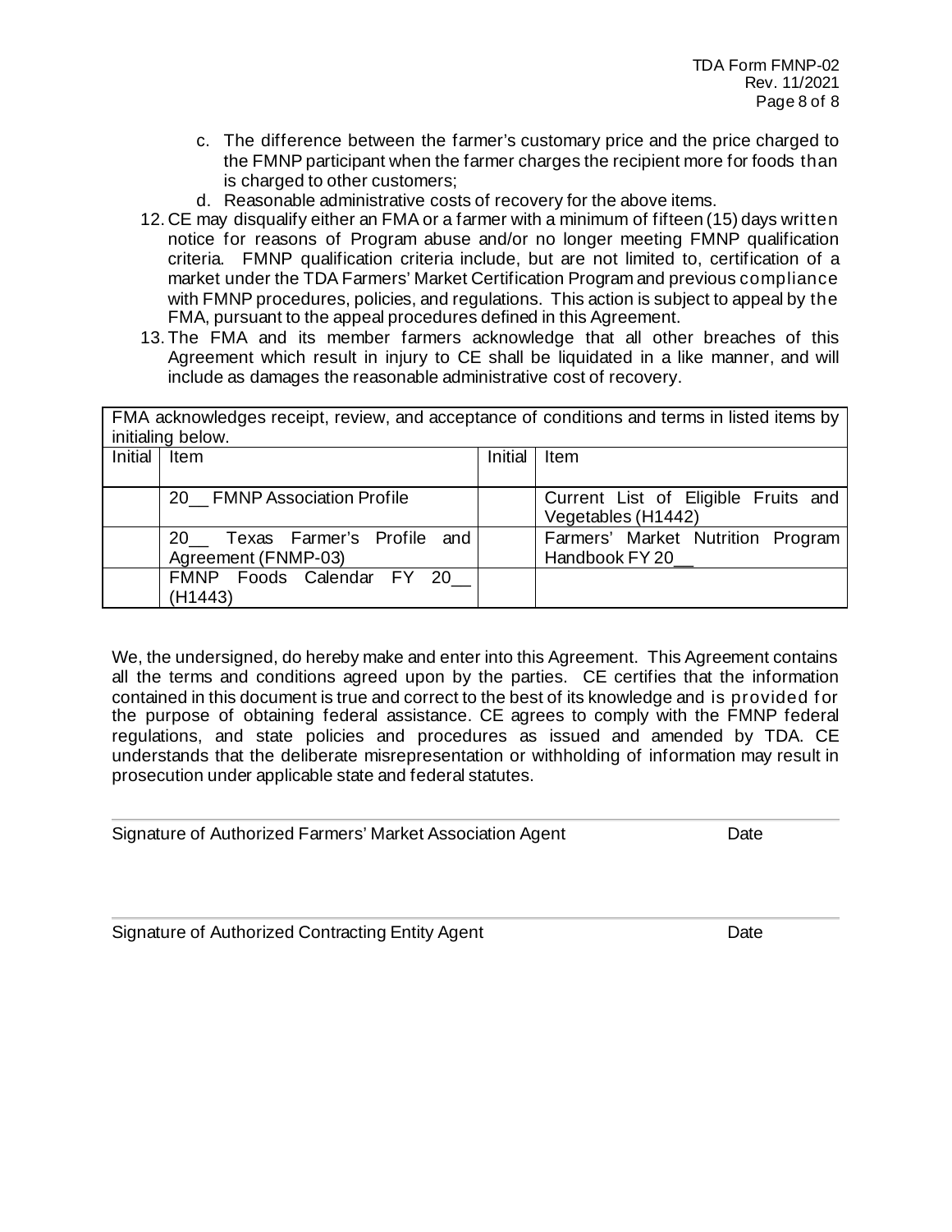c. The difference between the farmer's customary price and the price charged to the FMNP participant when the farmer charges the recipient more for foods than is charged to other customers;

d. Reasonable administrative costs of recovery for the above items.

12. CE may disqualify either an FMA or a farmer with a minimum of fifteen (15) days written notice for reasons of Program abuse and/or no longer meeting FMNP qualification criteria. FMNP qualification criteria include, but are not limited to, certification of a market under the TDA Farmers' Market Certification Program and previous compliance with FMNP procedures, policies, and regulations. This action is subject to appeal by the FMA, pursuant to the appeal procedures defined in this Agreement.

13. The FMA and its member farmers acknowledge that all other breaches of this Agreement which result in injury to CE shall be liquidated in a like manner, and will include as damages the reasonable administrative cost of recovery.

| FMA acknowledges receipt, review, and acceptance of conditions and terms in listed items by initialing below. | | | |
|---|---|---|---|
| Initial | Item | Initial | Item |
| | 20__ FMNP Association Profile | | Current List of Eligible Fruits and Vegetables (H1442) |
| | 20__ Texas Farmer's Profile and Agreement (FNMP-03) | | Farmers' Market Nutrition Program Handbook FY 20__ |
| | FMNP Foods Calendar FY 20__ (H1443) | | |

We, the undersigned, do hereby make and enter into this Agreement. This Agreement contains all the terms and conditions agreed upon by the parties. CE certifies that the information contained in this document is true and correct to the best of its knowledge and is provided for the purpose of obtaining federal assistance. CE agrees to comply with the FMNP federal regulations, and state policies and procedures as issued and amended by TDA. CE understands that the deliberate misrepresentation or withholding of information may result in prosecution under applicable state and federal statutes.

Signature of Authorized Farmers' Market Association Agent Date

Signature of Authorized Contracting Entity Agent Date